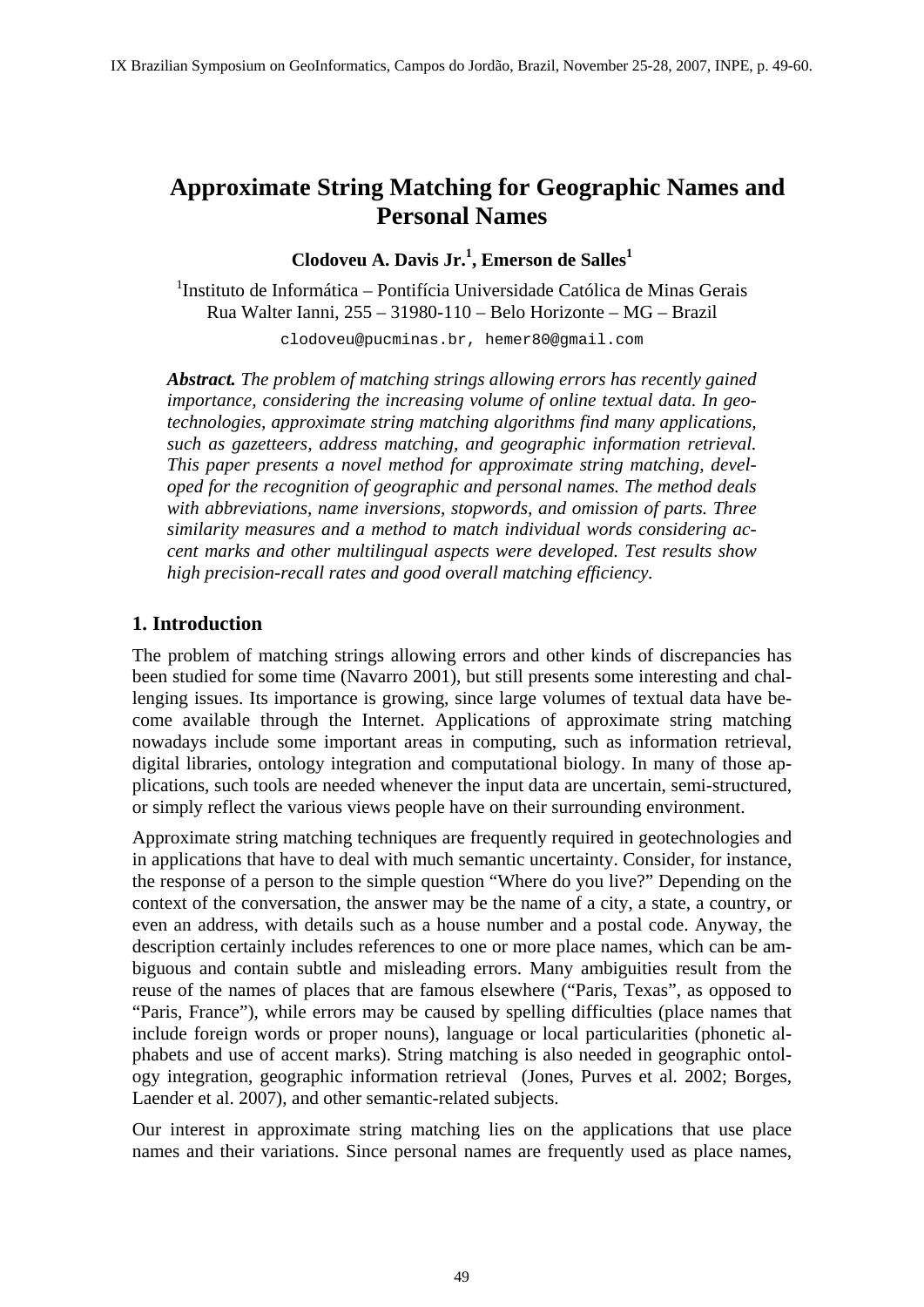# Approximate String Matching for Geographic Names and Personal Names

**Clodoveu A. Davis Jr.[1], Emerson de Salles[1]**

[1]Instituto de Informática – Pontifícia Universidade Católica de Minas Gerais
Rua Walter Ianni, 255 – 31980-110 – Belo Horizonte – MG – Brazil

clodoveu@pucminas.br, hemer80@gmail.com

***Abstract.*** *The problem of matching strings allowing errors has recently gained importance, considering the increasing volume of online textual data. In geotechnologies, approximate string matching algorithms find many applications, such as gazetteers, address matching, and geographic information retrieval. This paper presents a novel method for approximate string matching, developed for the recognition of geographic and personal names. The method deals with abbreviations, name inversions, stopwords, and omission of parts. Three similarity measures and a method to match individual words considering accent marks and other multilingual aspects were developed. Test results show high precision-recall rates and good overall matching efficiency.*

## 1. Introduction

The problem of matching strings allowing errors and other kinds of discrepancies has been studied for some time (Navarro 2001), but still presents some interesting and challenging issues. Its importance is growing, since large volumes of textual data have become available through the Internet. Applications of approximate string matching nowadays include some important areas in computing, such as information retrieval, digital libraries, ontology integration and computational biology. In many of those applications, such tools are needed whenever the input data are uncertain, semi-structured, or simply reflect the various views people have on their surrounding environment.

Approximate string matching techniques are frequently required in geotechnologies and in applications that have to deal with much semantic uncertainty. Consider, for instance, the response of a person to the simple question "Where do you live?" Depending on the context of the conversation, the answer may be the name of a city, a state, a country, or even an address, with details such as a house number and a postal code. Anyway, the description certainly includes references to one or more place names, which can be ambiguous and contain subtle and misleading errors. Many ambiguities result from the reuse of the names of places that are famous elsewhere ("Paris, Texas", as opposed to "Paris, France"), while errors may be caused by spelling difficulties (place names that include foreign words or proper nouns), language or local particularities (phonetic alphabets and use of accent marks). String matching is also needed in geographic ontology integration, geographic information retrieval (Jones, Purves et al. 2002; Borges, Laender et al. 2007), and other semantic-related subjects.

Our interest in approximate string matching lies on the applications that use place names and their variations. Since personal names are frequently used as place names,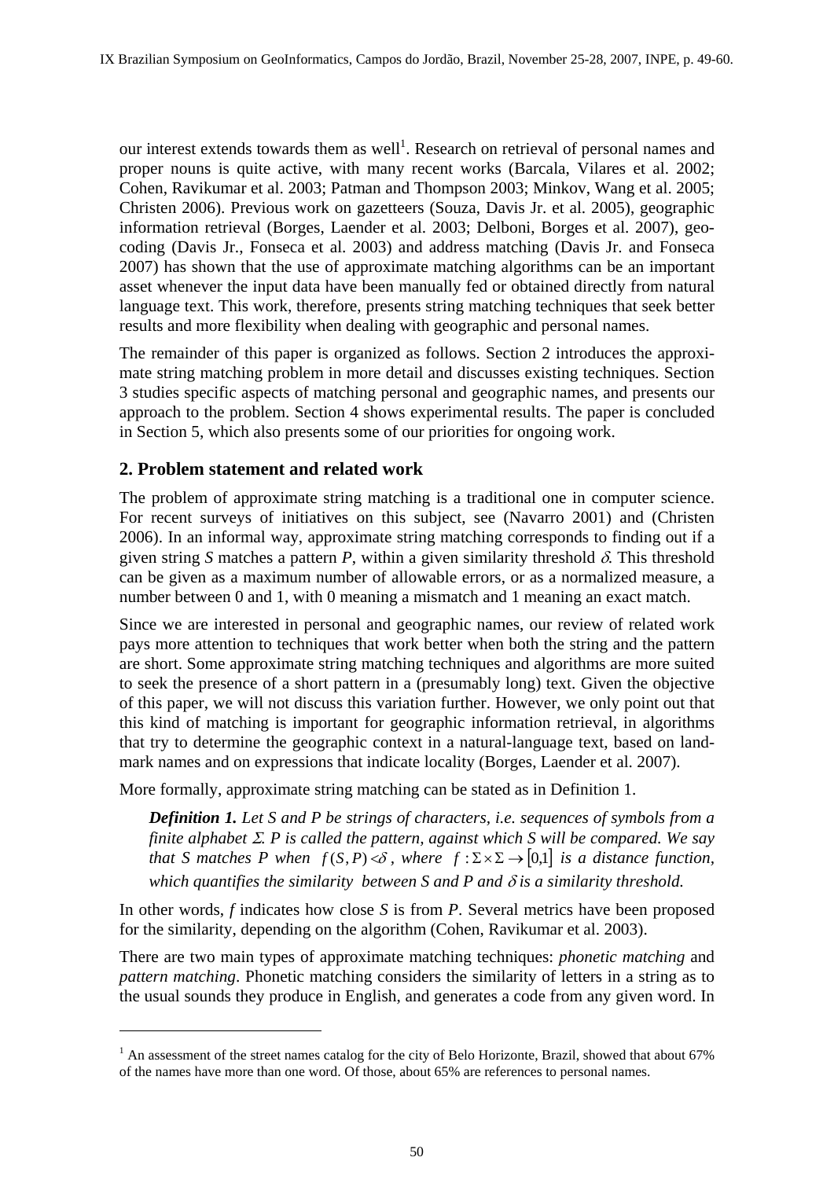our interest extends towards them as well[1]. Research on retrieval of personal names and proper nouns is quite active, with many recent works (Barcala, Vilares et al. 2002; Cohen, Ravikumar et al. 2003; Patman and Thompson 2003; Minkov, Wang et al. 2005; Christen 2006). Previous work on gazetteers (Souza, Davis Jr. et al. 2005), geographic information retrieval (Borges, Laender et al. 2003; Delboni, Borges et al. 2007), geocoding (Davis Jr., Fonseca et al. 2003) and address matching (Davis Jr. and Fonseca 2007) has shown that the use of approximate matching algorithms can be an important asset whenever the input data have been manually fed or obtained directly from natural language text. This work, therefore, presents string matching techniques that seek better results and more flexibility when dealing with geographic and personal names.

The remainder of this paper is organized as follows. Section 2 introduces the approximate string matching problem in more detail and discusses existing techniques. Section 3 studies specific aspects of matching personal and geographic names, and presents our approach to the problem. Section 4 shows experimental results. The paper is concluded in Section 5, which also presents some of our priorities for ongoing work.

## 2. Problem statement and related work

The problem of approximate string matching is a traditional one in computer science. For recent surveys of initiatives on this subject, see (Navarro 2001) and (Christen 2006). In an informal way, approximate string matching corresponds to finding out if a given string *S* matches a pattern *P*, within a given similarity threshold $\delta$. This threshold can be given as a maximum number of allowable errors, or as a normalized measure, a number between 0 and 1, with 0 meaning a mismatch and 1 meaning an exact match.

Since we are interested in personal and geographic names, our review of related work pays more attention to techniques that work better when both the string and the pattern are short. Some approximate string matching techniques and algorithms are more suited to seek the presence of a short pattern in a (presumably long) text. Given the objective of this paper, we will not discuss this variation further. However, we only point out that this kind of matching is important for geographic information retrieval, in algorithms that try to determine the geographic context in a natural-language text, based on landmark names and on expressions that indicate locality (Borges, Laender et al. 2007).

More formally, approximate string matching can be stated as in Definition 1.

> ***Definition 1.*** *Let S and P be strings of characters, i.e. sequences of symbols from a finite alphabet* $\Sigma$*. P is called the pattern, against which S will be compared. We say that S matches P when* $f(S,P) < \delta$*, where* $f : \Sigma \times \Sigma \rightarrow [0,1]$ *is a distance function, which quantifies the similarity between S and P and* $\delta$ *is a similarity threshold.*

In other words, *f* indicates how close *S* is from *P*. Several metrics have been proposed for the similarity, depending on the algorithm (Cohen, Ravikumar et al. 2003).

There are two main types of approximate matching techniques: *phonetic matching* and *pattern matching*. Phonetic matching considers the similarity of letters in a string as to the usual sounds they produce in English, and generates a code from any given word. In

[1] An assessment of the street names catalog for the city of Belo Horizonte, Brazil, showed that about 67% of the names have more than one word. Of those, about 65% are references to personal names.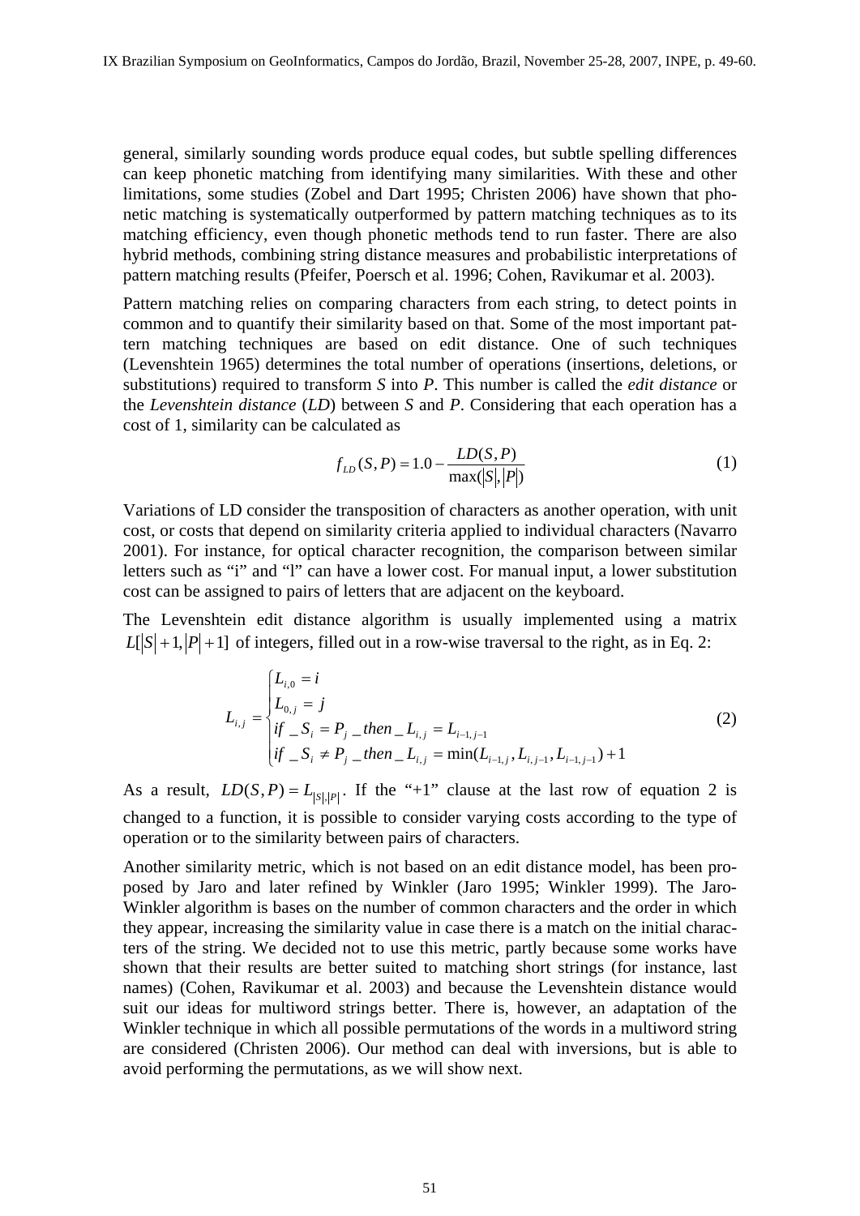general, similarly sounding words produce equal codes, but subtle spelling differences can keep phonetic matching from identifying many similarities. With these and other limitations, some studies (Zobel and Dart 1995; Christen 2006) have shown that phonetic matching is systematically outperformed by pattern matching techniques as to its matching efficiency, even though phonetic methods tend to run faster. There are also hybrid methods, combining string distance measures and probabilistic interpretations of pattern matching results (Pfeifer, Poersch et al. 1996; Cohen, Ravikumar et al. 2003).

Pattern matching relies on comparing characters from each string, to detect points in common and to quantify their similarity based on that. Some of the most important pattern matching techniques are based on edit distance. One of such techniques (Levenshtein 1965) determines the total number of operations (insertions, deletions, or substitutions) required to transform $S$ into $P$. This number is called the *edit distance* or the *Levenshtein distance* (*LD*) between $S$ and $P$. Considering that each operation has a cost of 1, similarity can be calculated as

$$f_{LD}(S,P) = 1.0 - \frac{LD(S,P)}{\max(|S|,|P|)} \tag{1}$$

Variations of LD consider the transposition of characters as another operation, with unit cost, or costs that depend on similarity criteria applied to individual characters (Navarro 2001). For instance, for optical character recognition, the comparison between similar letters such as "i" and "l" can have a lower cost. For manual input, a lower substitution cost can be assigned to pairs of letters that are adjacent on the keyboard.

The Levenshtein edit distance algorithm is usually implemented using a matrix $L[|S|+1,|P|+1]$ of integers, filled out in a row-wise traversal to the right, as in Eq. 2:

$$L_{i,j} = \begin{cases} L_{i,0} = i \\ L_{0,j} = j \\ if\_S_i = P_j\_then\_L_{i,j} = L_{i-1,j-1} \\ if\_S_i \neq P_j\_then\_L_{i,j} = \min(L_{i-1,j}, L_{i,j-1}, L_{i-1,j-1}) + 1 \end{cases} \tag{2}$$

As a result, $LD(S,P) = L_{|S|,|P|}$. If the "+1" clause at the last row of equation 2 is changed to a function, it is possible to consider varying costs according to the type of operation or to the similarity between pairs of characters.

Another similarity metric, which is not based on an edit distance model, has been proposed by Jaro and later refined by Winkler (Jaro 1995; Winkler 1999). The Jaro-Winkler algorithm is bases on the number of common characters and the order in which they appear, increasing the similarity value in case there is a match on the initial characters of the string. We decided not to use this metric, partly because some works have shown that their results are better suited to matching short strings (for instance, last names) (Cohen, Ravikumar et al. 2003) and because the Levenshtein distance would suit our ideas for multiword strings better. There is, however, an adaptation of the Winkler technique in which all possible permutations of the words in a multiword string are considered (Christen 2006). Our method can deal with inversions, but is able to avoid performing the permutations, as we will show next.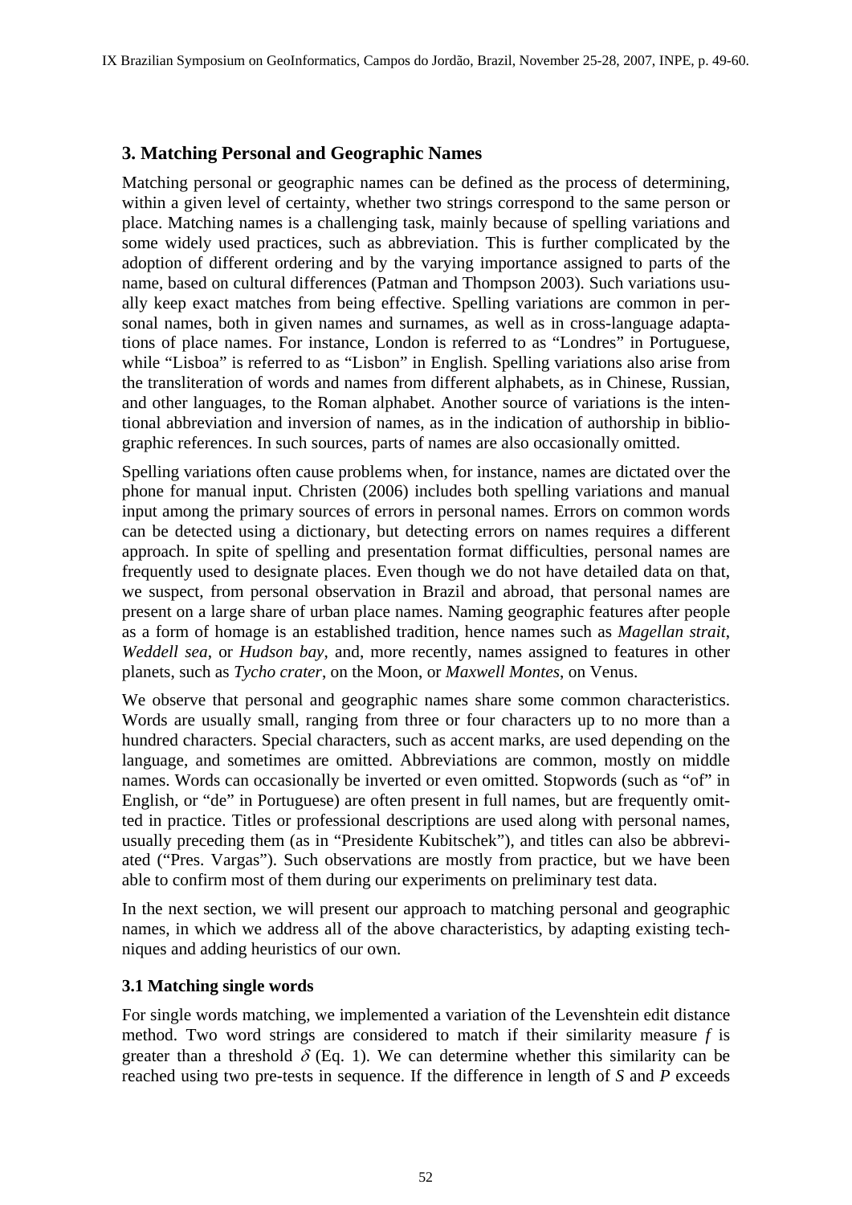## 3. Matching Personal and Geographic Names

Matching personal or geographic names can be defined as the process of determining, within a given level of certainty, whether two strings correspond to the same person or place. Matching names is a challenging task, mainly because of spelling variations and some widely used practices, such as abbreviation. This is further complicated by the adoption of different ordering and by the varying importance assigned to parts of the name, based on cultural differences (Patman and Thompson 2003). Such variations usually keep exact matches from being effective. Spelling variations are common in personal names, both in given names and surnames, as well as in cross-language adaptations of place names. For instance, London is referred to as "Londres" in Portuguese, while "Lisboa" is referred to as "Lisbon" in English. Spelling variations also arise from the transliteration of words and names from different alphabets, as in Chinese, Russian, and other languages, to the Roman alphabet. Another source of variations is the intentional abbreviation and inversion of names, as in the indication of authorship in bibliographic references. In such sources, parts of names are also occasionally omitted.

Spelling variations often cause problems when, for instance, names are dictated over the phone for manual input. Christen (2006) includes both spelling variations and manual input among the primary sources of errors in personal names. Errors on common words can be detected using a dictionary, but detecting errors on names requires a different approach. In spite of spelling and presentation format difficulties, personal names are frequently used to designate places. Even though we do not have detailed data on that, we suspect, from personal observation in Brazil and abroad, that personal names are present on a large share of urban place names. Naming geographic features after people as a form of homage is an established tradition, hence names such as *Magellan strait*, *Weddell sea*, or *Hudson bay*, and, more recently, names assigned to features in other planets, such as *Tycho crater*, on the Moon, or *Maxwell Montes*, on Venus.

We observe that personal and geographic names share some common characteristics. Words are usually small, ranging from three or four characters up to no more than a hundred characters. Special characters, such as accent marks, are used depending on the language, and sometimes are omitted. Abbreviations are common, mostly on middle names. Words can occasionally be inverted or even omitted. Stopwords (such as "of" in English, or "de" in Portuguese) are often present in full names, but are frequently omitted in practice. Titles or professional descriptions are used along with personal names, usually preceding them (as in "Presidente Kubitschek"), and titles can also be abbreviated ("Pres. Vargas"). Such observations are mostly from practice, but we have been able to confirm most of them during our experiments on preliminary test data.

In the next section, we will present our approach to matching personal and geographic names, in which we address all of the above characteristics, by adapting existing techniques and adding heuristics of our own.

### 3.1 Matching single words

For single words matching, we implemented a variation of the Levenshtein edit distance method. Two word strings are considered to match if their similarity measure $f$ is greater than a threshold $\delta$ (Eq. 1). We can determine whether this similarity can be reached using two pre-tests in sequence. If the difference in length of $S$ and $P$ exceeds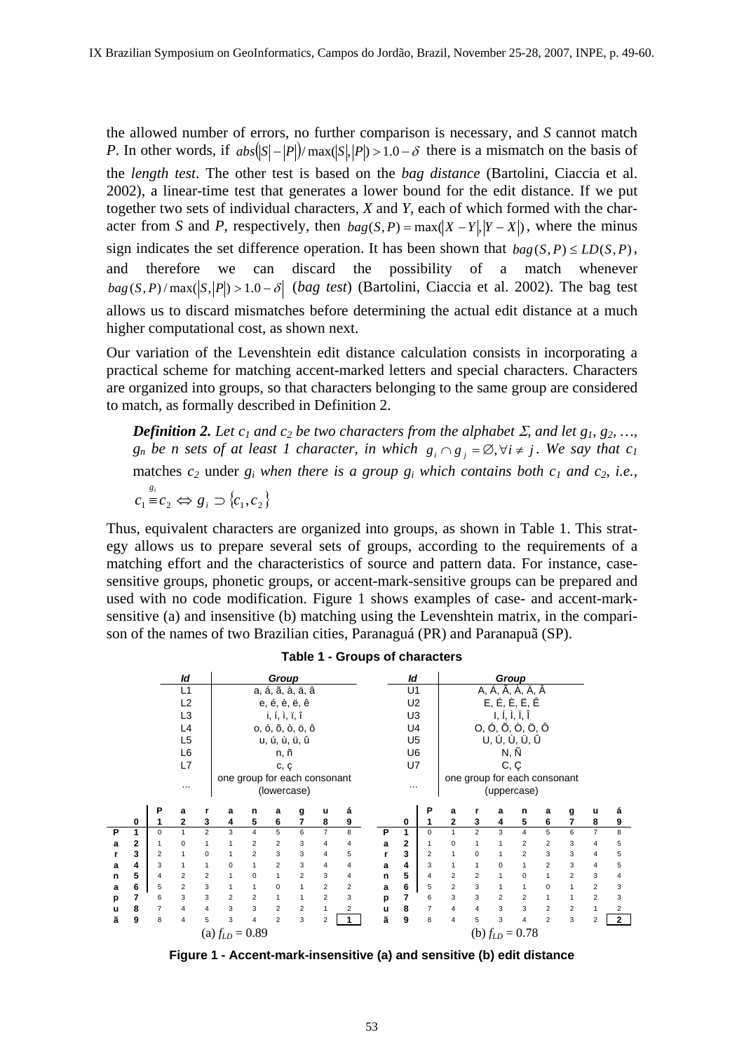the allowed number of errors, no further comparison is necessary, and *S* cannot match *P*. In other words, if $abs(|S|-|P|)/\max(|S|,|P|) > 1.0-\delta$ there is a mismatch on the basis of the *length test*. The other test is based on the *bag distance* (Bartolini, Ciaccia et al. 2002), a linear-time test that generates a lower bound for the edit distance. If we put together two sets of individual characters, *X* and *Y*, each of which formed with the character from *S* and *P*, respectively, then $bag(S,P) = \max(|X-Y|,|Y-X|)$, where the minus sign indicates the set difference operation. It has been shown that $bag(S,P) \leq LD(S,P)$, and therefore we can discard the possibility of a match whenever $bag(S,P)/\max(|S|,|P|) > 1.0-\delta|$ (*bag test*) (Bartolini, Ciaccia et al. 2002). The bag test allows us to discard mismatches before determining the actual edit distance at a much higher computational cost, as shown next.

Our variation of the Levenshtein edit distance calculation consists in incorporating a practical scheme for matching accent-marked letters and special characters. Characters are organized into groups, so that characters belonging to the same group are considered to match, as formally described in Definition 2.

> ***Definition 2.*** *Let $c_1$ and $c_2$ be two characters from the alphabet $\Sigma$, and let $g_1, g_2, \ldots, g_n$ be n sets of at least 1 character, in which $g_i \cap g_j = \emptyset, \forall i \neq j$. We say that $c_1$* matches *$c_2$* under *$g_i$ when there is a group $g_i$ which contains both $c_1$ and $c_2$, i.e.,* $c_1 \overset{g_i}{\equiv} c_2 \Leftrightarrow g_i \supset \{c_1, c_2\}$

Thus, equivalent characters are organized into groups, as shown in Table 1. This strategy allows us to prepare several sets of groups, according to the requirements of a matching effort and the characteristics of source and pattern data. For instance, case-sensitive groups, phonetic groups, or accent-mark-sensitive groups can be prepared and used with no code modification. Figure 1 shows examples of case- and accent-mark-sensitive (a) and insensitive (b) matching using the Levenshtein matrix, in the comparison of the names of two Brazilian cities, Paranaguá (PR) and Paranapuã (SP).

**Table 1 - Groups of characters**

| *Id* | *Group* | *Id* | *Group* |
|---|---|---|---|
| L1 | a, á, ã, à, ä, â | U1 | A, Á, Ã, À, Ä, Â |
| L2 | e, é, è, ë, ê | U2 | E, É, È, Ë, Ê |
| L3 | i, í, ì, ï, î | U3 | I, Í, Ì, Ï, Î |
| L4 | o, ó, õ, ò, ö, ô | U4 | O, Ó, Õ, Ò, Ö, Ô |
| L5 | u, ú, ù, ü, û | U5 | U, Ú, Ù, Ü, Û |
| L6 | n, ñ | U6 | N, Ñ |
| L7 | c, ç | U7 | C, Ç |
| ... | one group for each consonant (lowercase) | ... | one group for each consonant (uppercase) |

(a) $f_{LD} = 0.89$

| | | P | a | r | a | n | a | g | u | á |
|---|---|---|---|---|---|---|---|---|---|---|
| | **0** | **1** | **2** | **3** | **4** | **5** | **6** | **7** | **8** | **9** |
| **P** | **1** | 0 | 1 | 2 | 3 | 4 | 5 | 6 | 7 | 8 |
| **a** | **2** | 1 | 0 | 1 | 1 | 2 | 2 | 3 | 4 | 4 |
| **r** | **3** | 2 | 1 | 0 | 1 | 2 | 3 | 3 | 4 | 5 |
| **a** | **4** | 3 | 1 | 1 | 0 | 1 | 2 | 3 | 4 | 4 |
| **n** | **5** | 4 | 2 | 2 | 1 | 0 | 1 | 2 | 3 | 4 |
| **a** | **6** | 5 | 2 | 3 | 1 | 1 | 0 | 1 | 2 | 2 |
| **p** | **7** | 6 | 3 | 3 | 2 | 2 | 1 | 1 | 2 | 3 |
| **u** | **8** | 7 | 4 | 4 | 3 | 3 | 2 | 2 | 1 | 2 |
| **ã** | **9** | 8 | 4 | 5 | 3 | 4 | 2 | 3 | 2 | **1** |

(b) $f_{LD} = 0.78$

| | | P | a | r | a | n | a | g | u | á |
|---|---|---|---|---|---|---|---|---|---|---|
| | **0** | **1** | **2** | **3** | **4** | **5** | **6** | **7** | **8** | **9** |
| **P** | **1** | 0 | 1 | 2 | 3 | 4 | 5 | 6 | 7 | 8 |
| **a** | **2** | 1 | 0 | 1 | 1 | 2 | 2 | 3 | 4 | 5 |
| **r** | **3** | 2 | 1 | 0 | 1 | 2 | 3 | 3 | 4 | 5 |
| **a** | **4** | 3 | 1 | 1 | 0 | 1 | 2 | 3 | 4 | 5 |
| **n** | **5** | 4 | 2 | 2 | 1 | 0 | 1 | 2 | 3 | 4 |
| **a** | **6** | 5 | 2 | 3 | 1 | 1 | 0 | 1 | 2 | 3 |
| **p** | **7** | 6 | 3 | 3 | 2 | 2 | 1 | 1 | 2 | 3 |
| **u** | **8** | 7 | 4 | 4 | 3 | 3 | 2 | 2 | 1 | 2 |
| **ã** | **9** | 8 | 4 | 5 | 3 | 4 | 2 | 3 | 2 | **2** |

**Figure 1 - Accent-mark-insensitive (a) and sensitive (b) edit distance**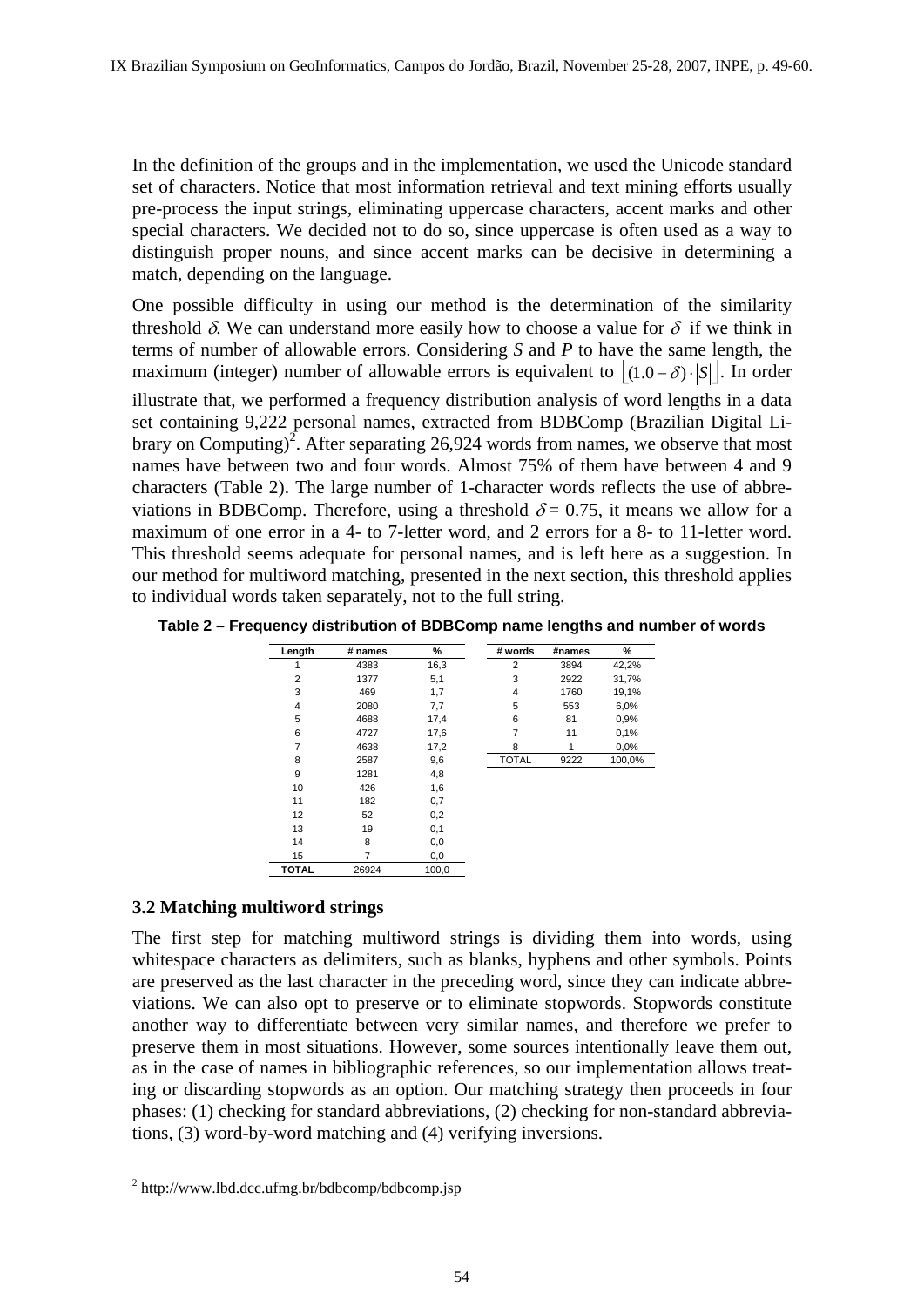In the definition of the groups and in the implementation, we used the Unicode standard set of characters. Notice that most information retrieval and text mining efforts usually pre-process the input strings, eliminating uppercase characters, accent marks and other special characters. We decided not to do so, since uppercase is often used as a way to distinguish proper nouns, and since accent marks can be decisive in determining a match, depending on the language.

One possible difficulty in using our method is the determination of the similarity threshold $\delta$. We can understand more easily how to choose a value for $\delta$ if we think in terms of number of allowable errors. Considering *S* and *P* to have the same length, the maximum (integer) number of allowable errors is equivalent to $\lfloor (1.0 - \delta) \cdot |S| \rfloor$. In order illustrate that, we performed a frequency distribution analysis of word lengths in a data set containing 9,222 personal names, extracted from BDBComp (Brazilian Digital Library on Computing)[2]. After separating 26,924 words from names, we observe that most names have between two and four words. Almost 75% of them have between 4 and 9 characters (Table 2). The large number of 1-character words reflects the use of abbreviations in BDBComp. Therefore, using a threshold $\delta = 0.75$, it means we allow for a maximum of one error in a 4- to 7-letter word, and 2 errors for a 8- to 11-letter word. This threshold seems adequate for personal names, and is left here as a suggestion. In our method for multiword matching, presented in the next section, this threshold applies to individual words taken separately, not to the full string.

**Table 2 – Frequency distribution of BDBComp name lengths and number of words**

| Length | # names | % |
|---|---|---|
| 1 | 4383 | 16,3 |
| 2 | 1377 | 5,1 |
| 3 | 469 | 1,7 |
| 4 | 2080 | 7,7 |
| 5 | 4688 | 17,4 |
| 6 | 4727 | 17,6 |
| 7 | 4638 | 17,2 |
| 8 | 2587 | 9,6 |
| 9 | 1281 | 4,8 |
| 10 | 426 | 1,6 |
| 11 | 182 | 0,7 |
| 12 | 52 | 0,2 |
| 13 | 19 | 0,1 |
| 14 | 8 | 0,0 |
| 15 | 7 | 0,0 |
| **TOTAL** | 26924 | 100,0 |

| # words | #names | % |
|---|---|---|
| 2 | 3894 | 42,2% |
| 3 | 2922 | 31,7% |
| 4 | 1760 | 19,1% |
| 5 | 553 | 6,0% |
| 6 | 81 | 0,9% |
| 7 | 11 | 0,1% |
| 8 | 1 | 0,0% |
| TOTAL | 9222 | 100,0% |

### 3.2 Matching multiword strings

The first step for matching multiword strings is dividing them into words, using whitespace characters as delimiters, such as blanks, hyphens and other symbols. Points are preserved as the last character in the preceding word, since they can indicate abbreviations. We can also opt to preserve or to eliminate stopwords. Stopwords constitute another way to differentiate between very similar names, and therefore we prefer to preserve them in most situations. However, some sources intentionally leave them out, as in the case of names in bibliographic references, so our implementation allows treating or discarding stopwords as an option. Our matching strategy then proceeds in four phases: (1) checking for standard abbreviations, (2) checking for non-standard abbreviations, (3) word-by-word matching and (4) verifying inversions.

[2] http://www.lbd.dcc.ufmg.br/bdbcomp/bdbcomp.jsp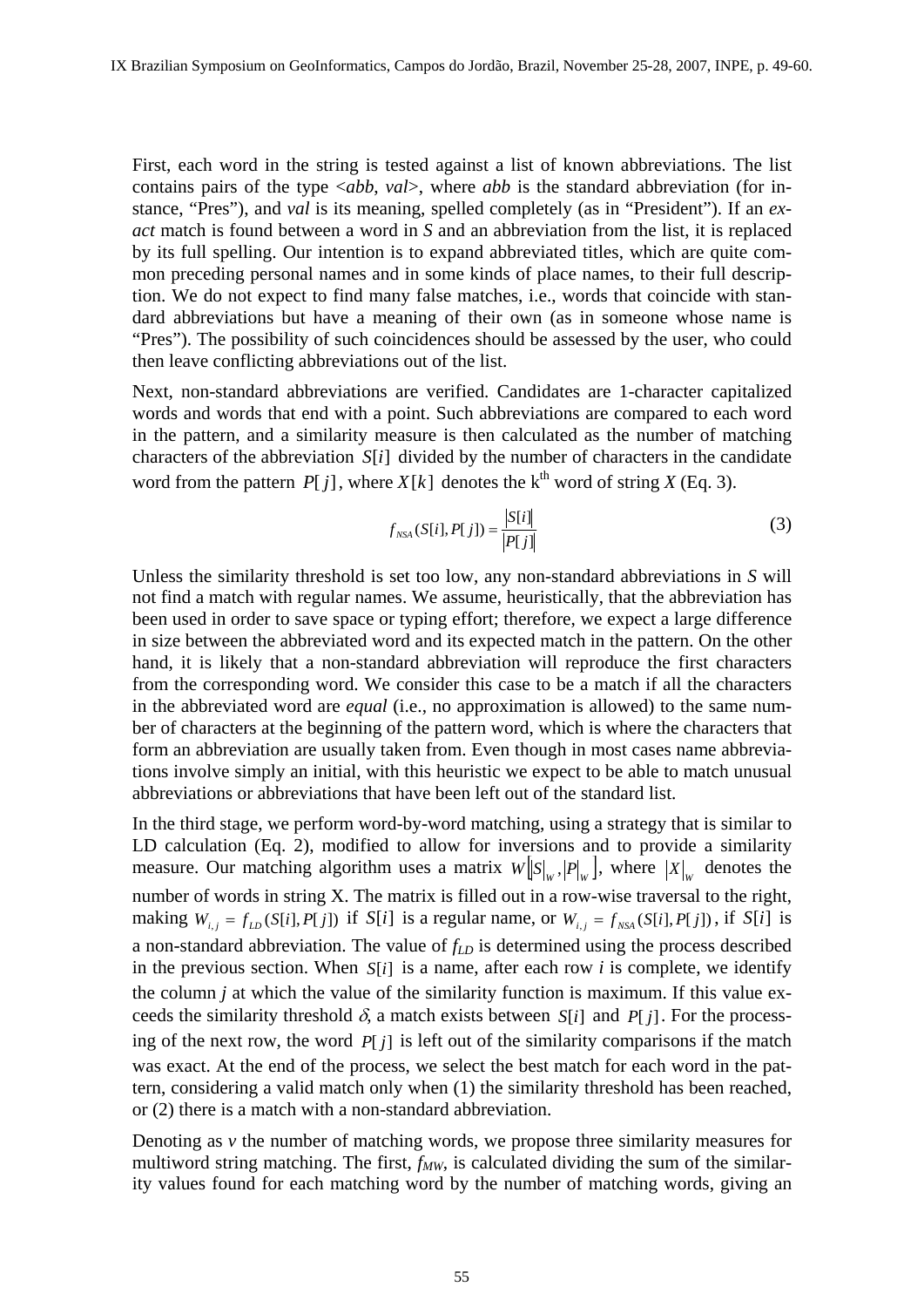First, each word in the string is tested against a list of known abbreviations. The list contains pairs of the type <*abb*, *val*>, where *abb* is the standard abbreviation (for instance, "Pres"), and *val* is its meaning, spelled completely (as in "President"). If an *exact* match is found between a word in *S* and an abbreviation from the list, it is replaced by its full spelling. Our intention is to expand abbreviated titles, which are quite common preceding personal names and in some kinds of place names, to their full description. We do not expect to find many false matches, i.e., words that coincide with standard abbreviations but have a meaning of their own (as in someone whose name is "Pres"). The possibility of such coincidences should be assessed by the user, who could then leave conflicting abbreviations out of the list.

Next, non-standard abbreviations are verified. Candidates are 1-character capitalized words and words that end with a point. Such abbreviations are compared to each word in the pattern, and a similarity measure is then calculated as the number of matching characters of the abbreviation $S[i]$ divided by the number of characters in the candidate word from the pattern $P[j]$, where $X[k]$ denotes the k[th] word of string *X* (Eq. 3).

$$f_{NSA}(S[i], P[j]) = \frac{|S[i]|}{|P[j]|} \tag{3}$$

Unless the similarity threshold is set too low, any non-standard abbreviations in *S* will not find a match with regular names. We assume, heuristically, that the abbreviation has been used in order to save space or typing effort; therefore, we expect a large difference in size between the abbreviated word and its expected match in the pattern. On the other hand, it is likely that a non-standard abbreviation will reproduce the first characters from the corresponding word. We consider this case to be a match if all the characters in the abbreviated word are *equal* (i.e., no approximation is allowed) to the same number of characters at the beginning of the pattern word, which is where the characters that form an abbreviation are usually taken from. Even though in most cases name abbreviations involve simply an initial, with this heuristic we expect to be able to match unusual abbreviations or abbreviations that have been left out of the standard list.

In the third stage, we perform word-by-word matching, using a strategy that is similar to LD calculation (Eq. 2), modified to allow for inversions and to provide a similarity measure. Our matching algorithm uses a matrix $W[|S|_w, |P|_w]$, where $|X|_w$ denotes the number of words in string X. The matrix is filled out in a row-wise traversal to the right, making $W_{i,j} = f_{LD}(S[i], P[j])$ if $S[i]$ is a regular name, or $W_{i,j} = f_{NSA}(S[i], P[j])$, if $S[i]$ is a non-standard abbreviation. The value of $f_{LD}$ is determined using the process described in the previous section. When $S[i]$ is a name, after each row *i* is complete, we identify the column *j* at which the value of the similarity function is maximum. If this value exceeds the similarity threshold $\delta$, a match exists between $S[i]$ and $P[j]$. For the processing of the next row, the word $P[j]$ is left out of the similarity comparisons if the match was exact. At the end of the process, we select the best match for each word in the pattern, considering a valid match only when (1) the similarity threshold has been reached, or (2) there is a match with a non-standard abbreviation.

Denoting as *v* the number of matching words, we propose three similarity measures for multiword string matching. The first, $f_{MW}$, is calculated dividing the sum of the similarity values found for each matching word by the number of matching words, giving an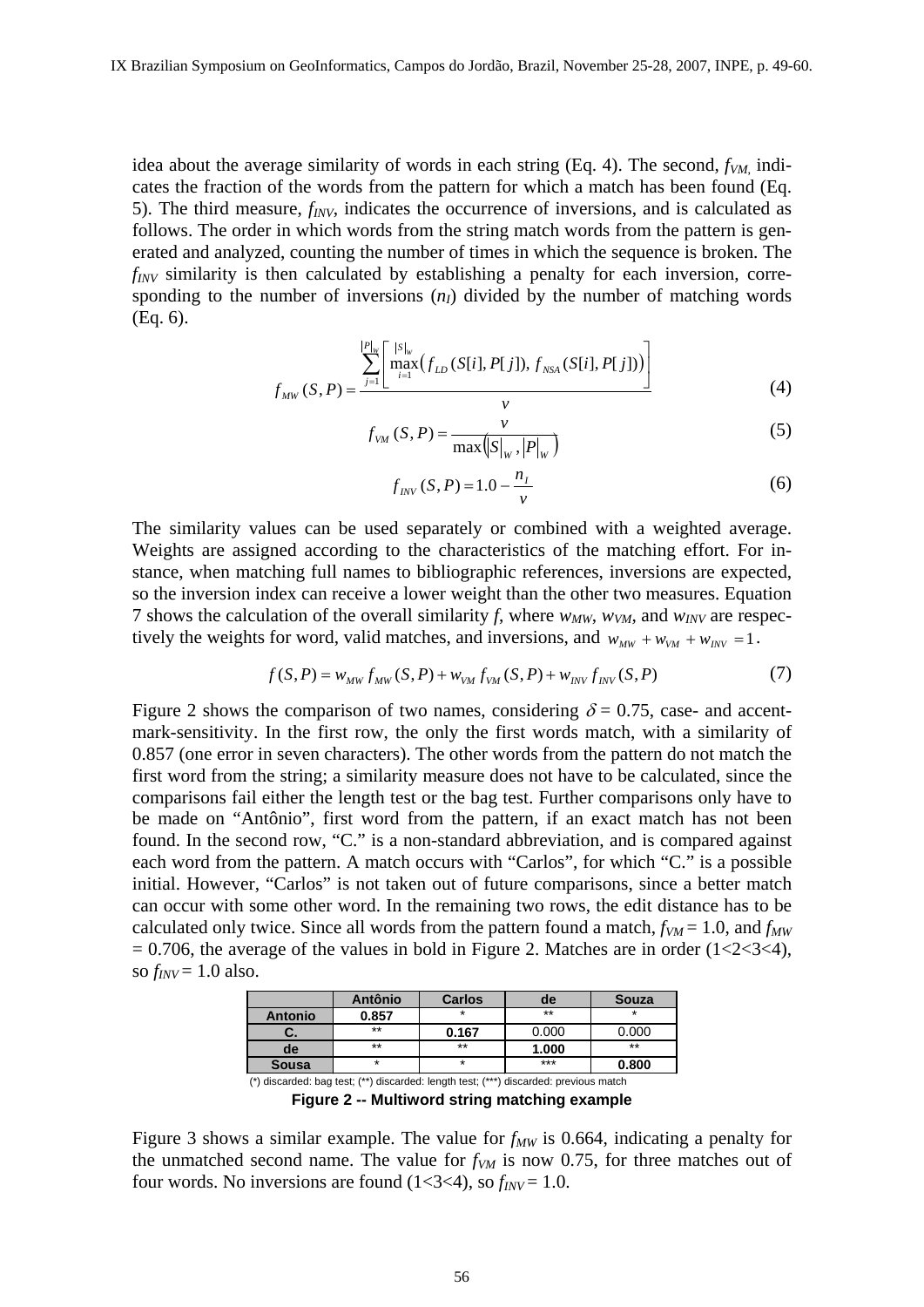idea about the average similarity of words in each string (Eq. 4). The second, $f_{VM}$, indicates the fraction of the words from the pattern for which a match has been found (Eq. 5). The third measure, $f_{INV}$, indicates the occurrence of inversions, and is calculated as follows. The order in which words from the string match words from the pattern is generated and analyzed, counting the number of times in which the sequence is broken. The $f_{INV}$ similarity is then calculated by establishing a penalty for each inversion, corresponding to the number of inversions ($n_I$) divided by the number of matching words (Eq. 6).

$$f_{MW}(S,P) = \frac{\sum_{j=1}^{|P|_w} \left[ \max_{i=1}^{|S|_w} \left( f_{LD}(S[i], P[j]),\ f_{NSA}(S[i], P[j]) \right) \right]}{v} \tag{4}$$

$$f_{VM}(S,P) = \frac{v}{\max\left(|S|_w, |P|_w\right)} \tag{5}$$

$$f_{INV}(S,P) = 1.0 - \frac{n_I}{v} \tag{6}$$

The similarity values can be used separately or combined with a weighted average. Weights are assigned according to the characteristics of the matching effort. For instance, when matching full names to bibliographic references, inversions are expected, so the inversion index can receive a lower weight than the other two measures. Equation 7 shows the calculation of the overall similarity $f$, where $w_{MW}$, $w_{VM}$, and $w_{INV}$ are respectively the weights for word, valid matches, and inversions, and $w_{MW} + w_{VM} + w_{INV} = 1$.

$$f(S,P) = w_{MW}\, f_{MW}(S,P) + w_{VM}\, f_{VM}(S,P) + w_{INV}\, f_{INV}(S,P) \tag{7}$$

Figure 2 shows the comparison of two names, considering $\delta = 0.75$, case- and accent-mark-sensitivity. In the first row, the only the first words match, with a similarity of 0.857 (one error in seven characters). The other words from the pattern do not match the first word from the string; a similarity measure does not have to be calculated, since the comparisons fail either the length test or the bag test. Further comparisons only have to be made on "Antônio", first word from the pattern, if an exact match has not been found. In the second row, "C." is a non-standard abbreviation, and is compared against each word from the pattern. A match occurs with "Carlos", for which "C." is a possible initial. However, "Carlos" is not taken out of future comparisons, since a better match can occur with some other word. In the remaining two rows, the edit distance has to be calculated only twice. Since all words from the pattern found a match, $f_{VM} = 1.0$, and $f_{MW} = 0.706$, the average of the values in bold in Figure 2. Matches are in order (1<2<3<4), so $f_{INV} = 1.0$ also.

| | **Antônio** | **Carlos** | **de** | **Souza** |
|---|---|---|---|---|
| **Antonio** | **0.857** | * | ** | * |
| **C.** | ** | **0.167** | 0.000 | 0.000 |
| **de** | ** | ** | **1.000** | ** |
| **Sousa** | * | * | *** | **0.800** |

(*) discarded: bag test; (**) discarded: length test; (***) discarded: previous match

**Figure 2 -- Multiword string matching example**

Figure 3 shows a similar example. The value for $f_{MW}$ is 0.664, indicating a penalty for the unmatched second name. The value for $f_{VM}$ is now 0.75, for three matches out of four words. No inversions are found (1<3<4), so $f_{INV} = 1.0$.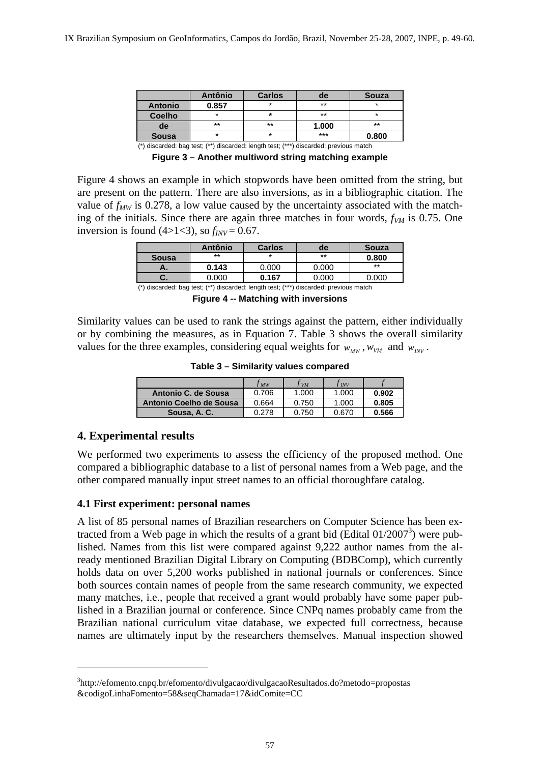|  | Antônio | Carlos | de | Souza |
|---|---|---|---|---|
| **Antonio** | **0.857** | * | ** | * |
| **Coelho** | * | * | ** | * |
| **de** | ** | ** | **1.000** | ** |
| **Sousa** | * | * | *** | **0.800** |

(*) discarded: bag test; (**) discarded: length test; (***) discarded: previous match

**Figure 3 – Another multiword string matching example**

Figure 4 shows an example in which stopwords have been omitted from the string, but are present on the pattern. There are also inversions, as in a bibliographic citation. The value of $f_{MW}$ is 0.278, a low value caused by the uncertainty associated with the matching of the initials. Since there are again three matches in four words, $f_{VM}$ is 0.75. One inversion is found (4>1<3), so $f_{INV} = 0.67$.

|  | Antônio | Carlos | de | Souza |
|---|---|---|---|---|
| **Sousa** | ** | * | ** | **0.800** |
| **A.** | **0.143** | 0.000 | 0.000 | ** |
| **C.** | 0.000 | **0.167** | 0.000 | 0.000 |

(*) discarded: bag test; (**) discarded: length test; (***) discarded: previous match

**Figure 4 -- Matching with inversions**

Similarity values can be used to rank the strings against the pattern, either individually or by combining the measures, as in Equation 7. Table 3 shows the overall similarity values for the three examples, considering equal weights for $w_{MW}$, $w_{VM}$ and $w_{INV}$.

**Table 3 – Similarity values compared**

|  | $f_{MW}$ | $f_{VM}$ | $f_{INV}$ | $f$ |
|---|---|---|---|---|
| **Antonio C. de Sousa** | 0.706 | 1.000 | 1.000 | **0.902** |
| **Antonio Coelho de Sousa** | 0.664 | 0.750 | 1.000 | **0.805** |
| **Sousa, A. C.** | 0.278 | 0.750 | 0.670 | **0.566** |

## 4. Experimental results

We performed two experiments to assess the efficiency of the proposed method. One compared a bibliographic database to a list of personal names from a Web page, and the other compared manually input street names to an official thoroughfare catalog.

### 4.1 First experiment: personal names

A list of 85 personal names of Brazilian researchers on Computer Science has been extracted from a Web page in which the results of a grant bid (Edital 01/2007[3]) were published. Names from this list were compared against 9,222 author names from the already mentioned Brazilian Digital Library on Computing (BDBComp), which currently holds data on over 5,200 works published in national journals or conferences. Since both sources contain names of people from the same research community, we expected many matches, i.e., people that received a grant would probably have some paper published in a Brazilian journal or conference. Since CNPq names probably came from the Brazilian national curriculum vitae database, we expected full correctness, because names are ultimately input by the researchers themselves. Manual inspection showed

[3]http://efomento.cnpq.br/efomento/divulgacao/divulgacaoResultados.do?metodo=propostas&codigoLinhaFomento=58&seqChamada=17&idComite=CC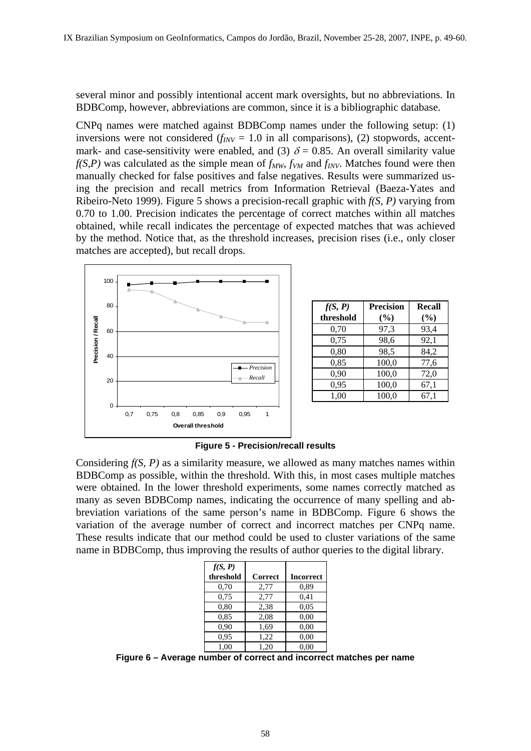several minor and possibly intentional accent mark oversights, but no abbreviations. In BDBComp, however, abbreviations are common, since it is a bibliographic database.

CNPq names were matched against BDBComp names under the following setup: (1) inversions were not considered ($f_{INV}$ = 1.0 in all comparisons), (2) stopwords, accent-mark- and case-sensitivity were enabled, and (3) $\delta$ = 0.85. An overall similarity value $f(S,P)$ was calculated as the simple mean of $f_{MW}$, $f_{VM}$ and $f_{INV}$. Matches found were then manually checked for false positives and false negatives. Results were summarized using the precision and recall metrics from Information Retrieval (Baeza-Yates and Ribeiro-Neto 1999). Figure 5 shows a precision-recall graphic with $f(S, P)$ varying from 0.70 to 1.00. Precision indicates the percentage of correct matches within all matches obtained, while recall indicates the percentage of expected matches that was achieved by the method. Notice that, as the threshold increases, precision rises (i.e., only closer matches are accepted), but recall drops.

| $f(S, P)$ threshold | Precision (%) | Recall (%) |
|---|---|---|
| 0,70 | 97,3 | 93,4 |
| 0,75 | 98,6 | 92,1 |
| 0,80 | 98,5 | 84,2 |
| 0,85 | 100,0 | 77,6 |
| 0,90 | 100,0 | 72,0 |
| 0,95 | 100,0 | 67,1 |
| 1,00 | 100,0 | 67,1 |

**Figure 5 - Precision/recall results**

Considering $f(S, P)$ as a similarity measure, we allowed as many matches names within BDBComp as possible, within the threshold. With this, in most cases multiple matches were obtained. In the lower threshold experiments, some names correctly matched as many as seven BDBComp names, indicating the occurrence of many spelling and abbreviation variations of the same person's name in BDBComp. Figure 6 shows the variation of the average number of correct and incorrect matches per CNPq name. These results indicate that our method could be used to cluster variations of the same name in BDBComp, thus improving the results of author queries to the digital library.

| $f(S, P)$ threshold | Correct | Incorrect |
|---|---|---|
| 0,70 | 2,77 | 0,89 |
| 0,75 | 2,77 | 0,41 |
| 0,80 | 2,38 | 0,05 |
| 0,85 | 2,08 | 0,00 |
| 0,90 | 1,69 | 0,00 |
| 0,95 | 1,22 | 0,00 |
| 1,00 | 1,20 | 0,00 |

**Figure 6 – Average number of correct and incorrect matches per name**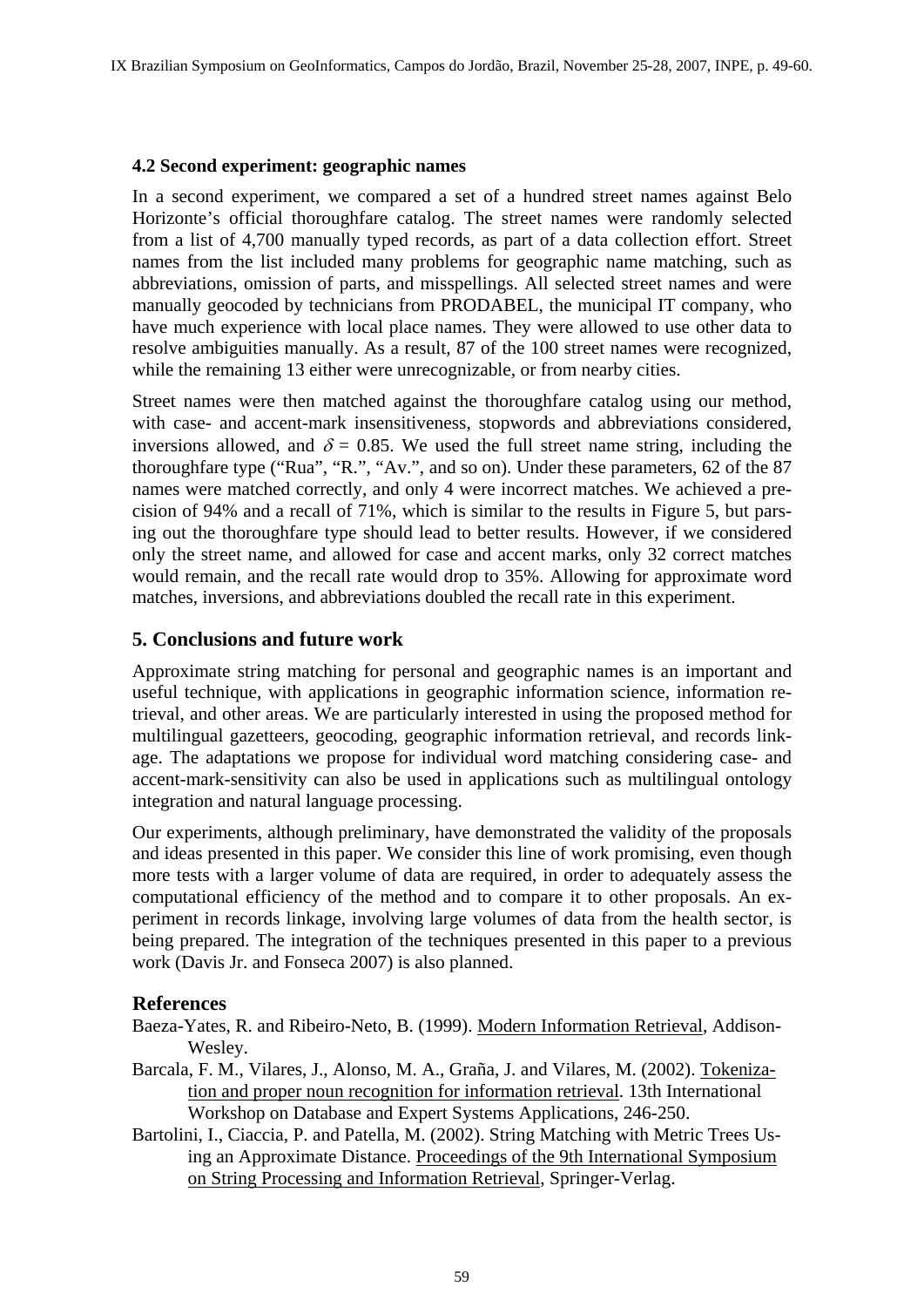### 4.2 Second experiment: geographic names

In a second experiment, we compared a set of a hundred street names against Belo Horizonte's official thoroughfare catalog. The street names were randomly selected from a list of 4,700 manually typed records, as part of a data collection effort. Street names from the list included many problems for geographic name matching, such as abbreviations, omission of parts, and misspellings. All selected street names and were manually geocoded by technicians from PRODABEL, the municipal IT company, who have much experience with local place names. They were allowed to use other data to resolve ambiguities manually. As a result, 87 of the 100 street names were recognized, while the remaining 13 either were unrecognizable, or from nearby cities.

Street names were then matched against the thoroughfare catalog using our method, with case- and accent-mark insensitiveness, stopwords and abbreviations considered, inversions allowed, and $\delta = 0.85$. We used the full street name string, including the thoroughfare type ("Rua", "R.", "Av.", and so on). Under these parameters, 62 of the 87 names were matched correctly, and only 4 were incorrect matches. We achieved a precision of 94% and a recall of 71%, which is similar to the results in Figure 5, but parsing out the thoroughfare type should lead to better results. However, if we considered only the street name, and allowed for case and accent marks, only 32 correct matches would remain, and the recall rate would drop to 35%. Allowing for approximate word matches, inversions, and abbreviations doubled the recall rate in this experiment.

## 5. Conclusions and future work

Approximate string matching for personal and geographic names is an important and useful technique, with applications in geographic information science, information retrieval, and other areas. We are particularly interested in using the proposed method for multilingual gazetteers, geocoding, geographic information retrieval, and records linkage. The adaptations we propose for individual word matching considering case- and accent-mark-sensitivity can also be used in applications such as multilingual ontology integration and natural language processing.

Our experiments, although preliminary, have demonstrated the validity of the proposals and ideas presented in this paper. We consider this line of work promising, even though more tests with a larger volume of data are required, in order to adequately assess the computational efficiency of the method and to compare it to other proposals. An experiment in records linkage, involving large volumes of data from the health sector, is being prepared. The integration of the techniques presented in this paper to a previous work (Davis Jr. and Fonseca 2007) is also planned.

## References

Baeza-Yates, R. and Ribeiro-Neto, B. (1999). Modern Information Retrieval, Addison-Wesley.

Barcala, F. M., Vilares, J., Alonso, M. A., Graña, J. and Vilares, M. (2002). Tokenization and proper noun recognition for information retrieval. 13th International Workshop on Database and Expert Systems Applications, 246-250.

Bartolini, I., Ciaccia, P. and Patella, M. (2002). String Matching with Metric Trees Using an Approximate Distance. Proceedings of the 9th International Symposium on String Processing and Information Retrieval, Springer-Verlag.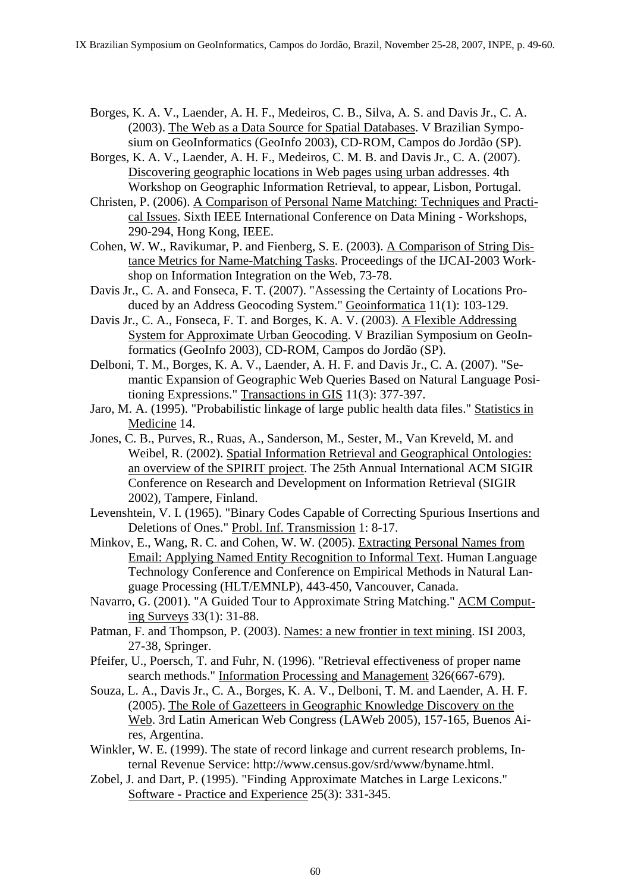Borges, K. A. V., Laender, A. H. F., Medeiros, C. B., Silva, A. S. and Davis Jr., C. A. (2003). The Web as a Data Source for Spatial Databases. V Brazilian Symposium on GeoInformatics (GeoInfo 2003), CD-ROM, Campos do Jordão (SP).

Borges, K. A. V., Laender, A. H. F., Medeiros, C. M. B. and Davis Jr., C. A. (2007). Discovering geographic locations in Web pages using urban addresses. 4th Workshop on Geographic Information Retrieval, to appear, Lisbon, Portugal.

Christen, P. (2006). A Comparison of Personal Name Matching: Techniques and Practical Issues. Sixth IEEE International Conference on Data Mining - Workshops, 290-294, Hong Kong, IEEE.

Cohen, W. W., Ravikumar, P. and Fienberg, S. E. (2003). A Comparison of String Distance Metrics for Name-Matching Tasks. Proceedings of the IJCAI-2003 Workshop on Information Integration on the Web, 73-78.

Davis Jr., C. A. and Fonseca, F. T. (2007). "Assessing the Certainty of Locations Produced by an Address Geocoding System." Geoinformatica 11(1): 103-129.

Davis Jr., C. A., Fonseca, F. T. and Borges, K. A. V. (2003). A Flexible Addressing System for Approximate Urban Geocoding. V Brazilian Symposium on GeoInformatics (GeoInfo 2003), CD-ROM, Campos do Jordão (SP).

Delboni, T. M., Borges, K. A. V., Laender, A. H. F. and Davis Jr., C. A. (2007). "Semantic Expansion of Geographic Web Queries Based on Natural Language Positioning Expressions." Transactions in GIS 11(3): 377-397.

Jaro, M. A. (1995). "Probabilistic linkage of large public health data files." Statistics in Medicine 14.

Jones, C. B., Purves, R., Ruas, A., Sanderson, M., Sester, M., Van Kreveld, M. and Weibel, R. (2002). Spatial Information Retrieval and Geographical Ontologies: an overview of the SPIRIT project. The 25th Annual International ACM SIGIR Conference on Research and Development on Information Retrieval (SIGIR 2002), Tampere, Finland.

Levenshtein, V. I. (1965). "Binary Codes Capable of Correcting Spurious Insertions and Deletions of Ones." Probl. Inf. Transmission 1: 8-17.

Minkov, E., Wang, R. C. and Cohen, W. W. (2005). Extracting Personal Names from Email: Applying Named Entity Recognition to Informal Text. Human Language Technology Conference and Conference on Empirical Methods in Natural Language Processing (HLT/EMNLP), 443-450, Vancouver, Canada.

Navarro, G. (2001). "A Guided Tour to Approximate String Matching." ACM Computing Surveys 33(1): 31-88.

Patman, F. and Thompson, P. (2003). Names: a new frontier in text mining. ISI 2003, 27-38, Springer.

Pfeifer, U., Poersch, T. and Fuhr, N. (1996). "Retrieval effectiveness of proper name search methods." Information Processing and Management 326(667-679).

Souza, L. A., Davis Jr., C. A., Borges, K. A. V., Delboni, T. M. and Laender, A. H. F. (2005). The Role of Gazetteers in Geographic Knowledge Discovery on the Web. 3rd Latin American Web Congress (LAWeb 2005), 157-165, Buenos Aires, Argentina.

Winkler, W. E. (1999). The state of record linkage and current research problems, Internal Revenue Service: http://www.census.gov/srd/www/byname.html.

Zobel, J. and Dart, P. (1995). "Finding Approximate Matches in Large Lexicons." Software - Practice and Experience 25(3): 331-345.